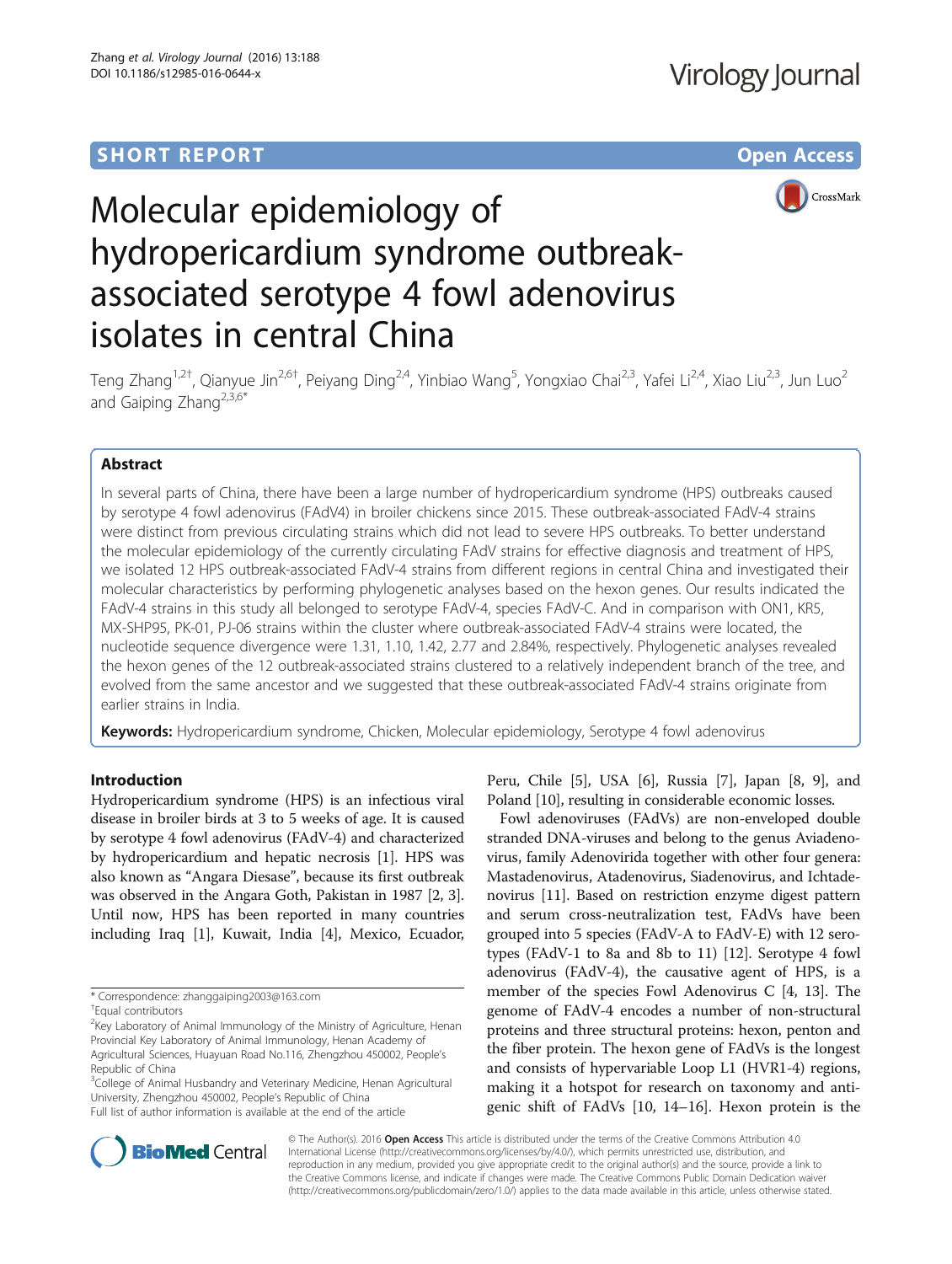SHORT REPORT

Open Access

# Molecular epidemiology of hydropericardium syndrome outbreak-associated serotype 4 fowl adenovirus isolates in central China

Teng Zhang[1,2†], Qianyue Jin[2,6†], Peiyang Ding[2,4], Yinbiao Wang[5], Yongxiao Chai[2,3], Yafei Li[2,4], Xiao Liu[2,3], Jun Luo[2] and Gaiping Zhang[2,3,6*]

## Abstract

In several parts of China, there have been a large number of hydropericardium syndrome (HPS) outbreaks caused by serotype 4 fowl adenovirus (FAdV4) in broiler chickens since 2015. These outbreak-associated FAdV-4 strains were distinct from previous circulating strains which did not lead to severe HPS outbreaks. To better understand the molecular epidemiology of the currently circulating FAdV strains for effective diagnosis and treatment of HPS, we isolated 12 HPS outbreak-associated FAdV-4 strains from different regions in central China and investigated their molecular characteristics by performing phylogenetic analyses based on the hexon genes. Our results indicated the FAdV-4 strains in this study all belonged to serotype FAdV-4, species FAdV-C. And in comparison with ON1, KR5, MX-SHP95, PK-01, PJ-06 strains within the cluster where outbreak-associated FAdV-4 strains were located, the nucleotide sequence divergence were 1.31, 1.10, 1.42, 2.77 and 2.84%, respectively. Phylogenetic analyses revealed the hexon genes of the 12 outbreak-associated strains clustered to a relatively independent branch of the tree, and evolved from the same ancestor and we suggested that these outbreak-associated FAdV-4 strains originate from earlier strains in India.

**Keywords:** Hydropericardium syndrome, Chicken, Molecular epidemiology, Serotype 4 fowl adenovirus

## Introduction

Hydropericardium syndrome (HPS) is an infectious viral disease in broiler birds at 3 to 5 weeks of age. It is caused by serotype 4 fowl adenovirus (FAdV-4) and characterized by hydropericardium and hepatic necrosis [1]. HPS was also known as "Angara Diesase", because its first outbreak was observed in the Angara Goth, Pakistan in 1987 [2, 3]. Until now, HPS has been reported in many countries including Iraq [1], Kuwait, India [4], Mexico, Ecuador, Peru, Chile [5], USA [6], Russia [7], Japan [8, 9], and Poland [10], resulting in considerable economic losses.

Fowl adenoviruses (FAdVs) are non-enveloped double stranded DNA-viruses and belong to the genus Aviadenovirus, family Adenovirida together with other four genera: Mastadenovirus, Atadenovirus, Siadenovirus, and Ichtadenovirus [11]. Based on restriction enzyme digest pattern and serum cross-neutralization test, FAdVs have been grouped into 5 species (FAdV-A to FAdV-E) with 12 serotypes (FAdV-1 to 8a and 8b to 11) [12]. Serotype 4 fowl adenovirus (FAdV-4), the causative agent of HPS, is a member of the species Fowl Adenovirus C [4, 13]. The genome of FAdV-4 encodes a number of non-structural proteins and three structural proteins: hexon, penton and the fiber protein. The hexon gene of FAdVs is the longest and consists of hypervariable Loop L1 (HVR1-4) regions, making it a hotspot for research on taxonomy and antigenic shift of FAdVs [10, 14–16]. Hexon protein is the

\* Correspondence: zhanggaiping2003@163.com

†Equal contributors

[2]Key Laboratory of Animal Immunology of the Ministry of Agriculture, Henan Provincial Key Laboratory of Animal Immunology, Henan Academy of Agricultural Sciences, Huayuan Road No.116, Zhengzhou 450002, People's Republic of China

[3]College of Animal Husbandry and Veterinary Medicine, Henan Agricultural University, Zhengzhou 450002, People's Republic of China

Full list of author information is available at the end of the article

© The Author(s). 2016 **Open Access** This article is distributed under the terms of the Creative Commons Attribution 4.0 International License (http://creativecommons.org/licenses/by/4.0/), which permits unrestricted use, distribution, and reproduction in any medium, provided you give appropriate credit to the original author(s) and the source, provide a link to the Creative Commons license, and indicate if changes were made. The Creative Commons Public Domain Dedication waiver (http://creativecommons.org/publicdomain/zero/1.0/) applies to the data made available in this article, unless otherwise stated.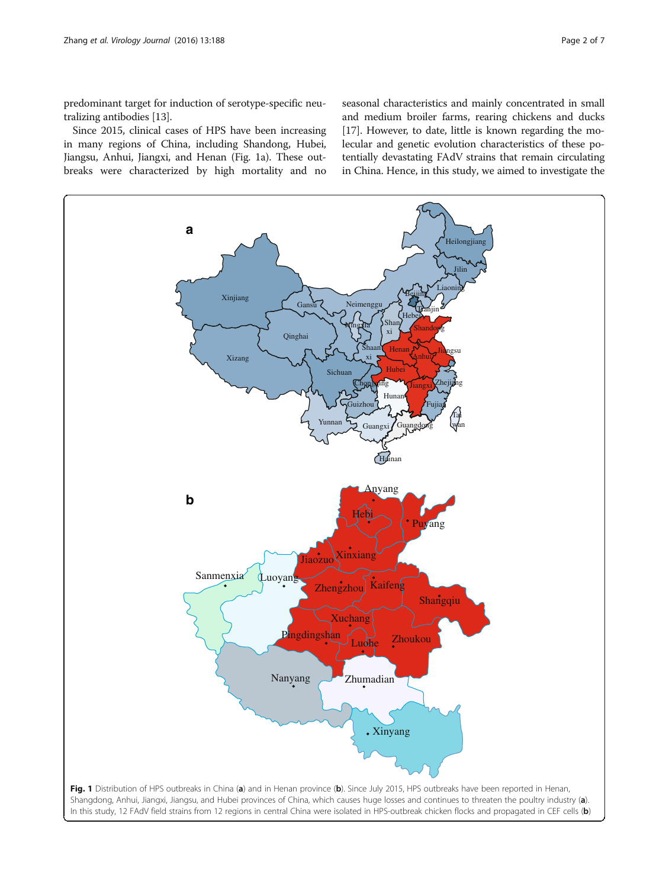predominant target for induction of serotype-specific neutralizing antibodies [13].

Since 2015, clinical cases of HPS have been increasing in many regions of China, including Shandong, Hubei, Jiangsu, Anhui, Jiangxi, and Henan (Fig. 1a). These outbreaks were characterized by high mortality and no seasonal characteristics and mainly concentrated in small and medium broiler farms, rearing chickens and ducks [17]. However, to date, little is known regarding the molecular and genetic evolution characteristics of these potentially devastating FAdV strains that remain circulating in China. Hence, in this study, we aimed to investigate the

**Fig. 1** Distribution of HPS outbreaks in China (**a**) and in Henan province (**b**). Since July 2015, HPS outbreaks have been reported in Henan, Shangdong, Anhui, Jiangxi, Jiangsu, and Hubei provinces of China, which causes huge losses and continues to threaten the poultry industry (**a**). In this study, 12 FAdV field strains from 12 regions in central China were isolated in HPS-outbreak chicken flocks and propagated in CEF cells (**b**)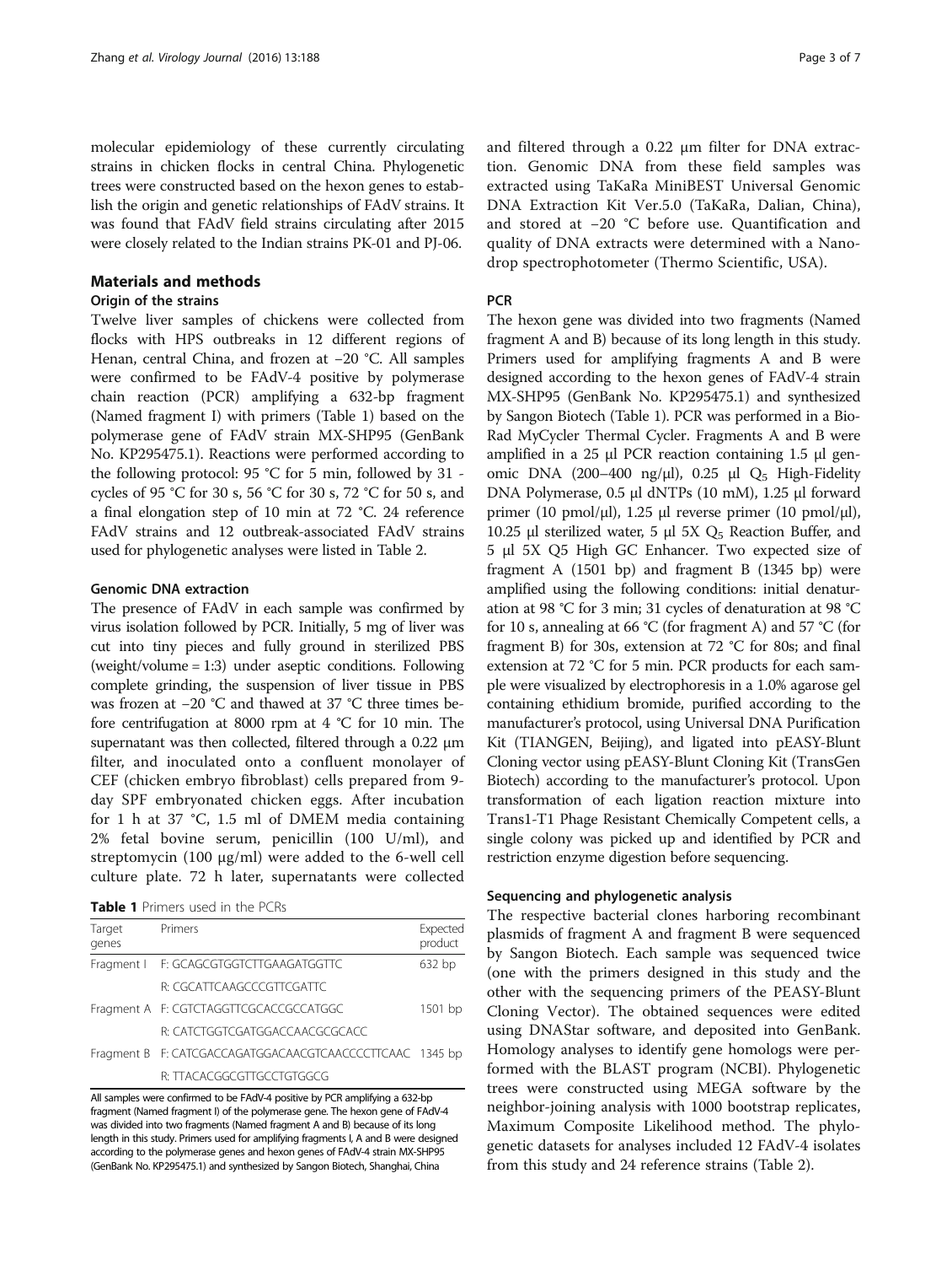molecular epidemiology of these currently circulating strains in chicken flocks in central China. Phylogenetic trees were constructed based on the hexon genes to establish the origin and genetic relationships of FAdV strains. It was found that FAdV field strains circulating after 2015 were closely related to the Indian strains PK-01 and PJ-06.

## Materials and methods

### Origin of the strains

Twelve liver samples of chickens were collected from flocks with HPS outbreaks in 12 different regions of Henan, central China, and frozen at −20 °C. All samples were confirmed to be FAdV-4 positive by polymerase chain reaction (PCR) amplifying a 632-bp fragment (Named fragment I) with primers (Table 1) based on the polymerase gene of FAdV strain MX-SHP95 (GenBank No. KP295475.1). Reactions were performed according to the following protocol: 95 °C for 5 min, followed by 31 -cycles of 95 °C for 30 s, 56 °C for 30 s, 72 °C for 50 s, and a final elongation step of 10 min at 72 °C. 24 reference FAdV strains and 12 outbreak-associated FAdV strains used for phylogenetic analyses were listed in Table 2.

### Genomic DNA extraction

The presence of FAdV in each sample was confirmed by virus isolation followed by PCR. Initially, 5 mg of liver was cut into tiny pieces and fully ground in sterilized PBS (weight/volume = 1:3) under aseptic conditions. Following complete grinding, the suspension of liver tissue in PBS was frozen at −20 °C and thawed at 37 °C three times before centrifugation at 8000 rpm at 4 °C for 10 min. The supernatant was then collected, filtered through a 0.22 μm filter, and inoculated onto a confluent monolayer of CEF (chicken embryo fibroblast) cells prepared from 9-day SPF embryonated chicken eggs. After incubation for 1 h at 37 °C, 1.5 ml of DMEM media containing 2% fetal bovine serum, penicillin (100 U/ml), and streptomycin (100 μg/ml) were added to the 6-well cell culture plate. 72 h later, supernatants were collected and filtered through a 0.22 μm filter for DNA extraction. Genomic DNA from these field samples was extracted using TaKaRa MiniBEST Universal Genomic DNA Extraction Kit Ver.5.0 (TaKaRa, Dalian, China), and stored at −20 °C before use. Quantification and quality of DNA extracts were determined with a Nanodrop spectrophotometer (Thermo Scientific, USA).

**Table 1** Primers used in the PCRs

| Target genes | Primers | Expected product |
|---|---|---|
| Fragment I | F: GCAGCGTGGTCTTGAAGATGGTTC | 632 bp |
| | R: CGCATTCAAGCCCGTTCGATTC | |
| Fragment A | F: CGTCTAGGTTCGCACCGCCATGGC | 1501 bp |
| | R: CATCTGGTCGATGGACCAACGCGCACC | |
| Fragment B | F: CATCGACCAGATGGACAACGTCAACCCCTTCAAC | 1345 bp |
| | R: TTACACGGCGTTGCCTGTGGCG | |

All samples were confirmed to be FAdV-4 positive by PCR amplifying a 632-bp fragment (Named fragment I) of the polymerase gene. The hexon gene of FAdV-4 was divided into two fragments (Named fragment A and B) because of its long length in this study. Primers used for amplifying fragments I, A and B were designed according to the polymerase genes and hexon genes of FAdV-4 strain MX-SHP95 (GenBank No. KP295475.1) and synthesized by Sangon Biotech, Shanghai, China

### PCR

The hexon gene was divided into two fragments (Named fragment A and B) because of its long length in this study. Primers used for amplifying fragments A and B were designed according to the hexon genes of FAdV-4 strain MX-SHP95 (GenBank No. KP295475.1) and synthesized by Sangon Biotech (Table 1). PCR was performed in a Bio-Rad MyCycler Thermal Cycler. Fragments A and B were amplified in a 25 μl PCR reaction containing 1.5 μl genomic DNA (200–400 ng/μl), 0.25 μl $Q_5$ High-Fidelity DNA Polymerase, 0.5 μl dNTPs (10 mM), 1.25 μl forward primer (10 pmol/μl), 1.25 μl reverse primer (10 pmol/μl), 10.25 μl sterilized water, 5 μl 5X $Q_5$ Reaction Buffer, and 5 μl 5X Q5 High GC Enhancer. Two expected size of fragment A (1501 bp) and fragment B (1345 bp) were amplified using the following conditions: initial denaturation at 98 °C for 3 min; 31 cycles of denaturation at 98 °C for 10 s, annealing at 66 °C (for fragment A) and 57 °C (for fragment B) for 30s, extension at 72 °C for 80s; and final extension at 72 °C for 5 min. PCR products for each sample were visualized by electrophoresis in a 1.0% agarose gel containing ethidium bromide, purified according to the manufacturer's protocol, using Universal DNA Purification Kit (TIANGEN, Beijing), and ligated into pEASY-Blunt Cloning vector using pEASY-Blunt Cloning Kit (TransGen Biotech) according to the manufacturer's protocol. Upon transformation of each ligation reaction mixture into Trans1-T1 Phage Resistant Chemically Competent cells, a single colony was picked up and identified by PCR and restriction enzyme digestion before sequencing.

### Sequencing and phylogenetic analysis

The respective bacterial clones harboring recombinant plasmids of fragment A and fragment B were sequenced by Sangon Biotech. Each sample was sequenced twice (one with the primers designed in this study and the other with the sequencing primers of the PEASY-Blunt Cloning Vector). The obtained sequences were edited using DNAStar software, and deposited into GenBank. Homology analyses to identify gene homologs were performed with the BLAST program (NCBI). Phylogenetic trees were constructed using MEGA software by the neighbor-joining analysis with 1000 bootstrap replicates, Maximum Composite Likelihood method. The phylogenetic datasets for analyses included 12 FAdV-4 isolates from this study and 24 reference strains (Table 2).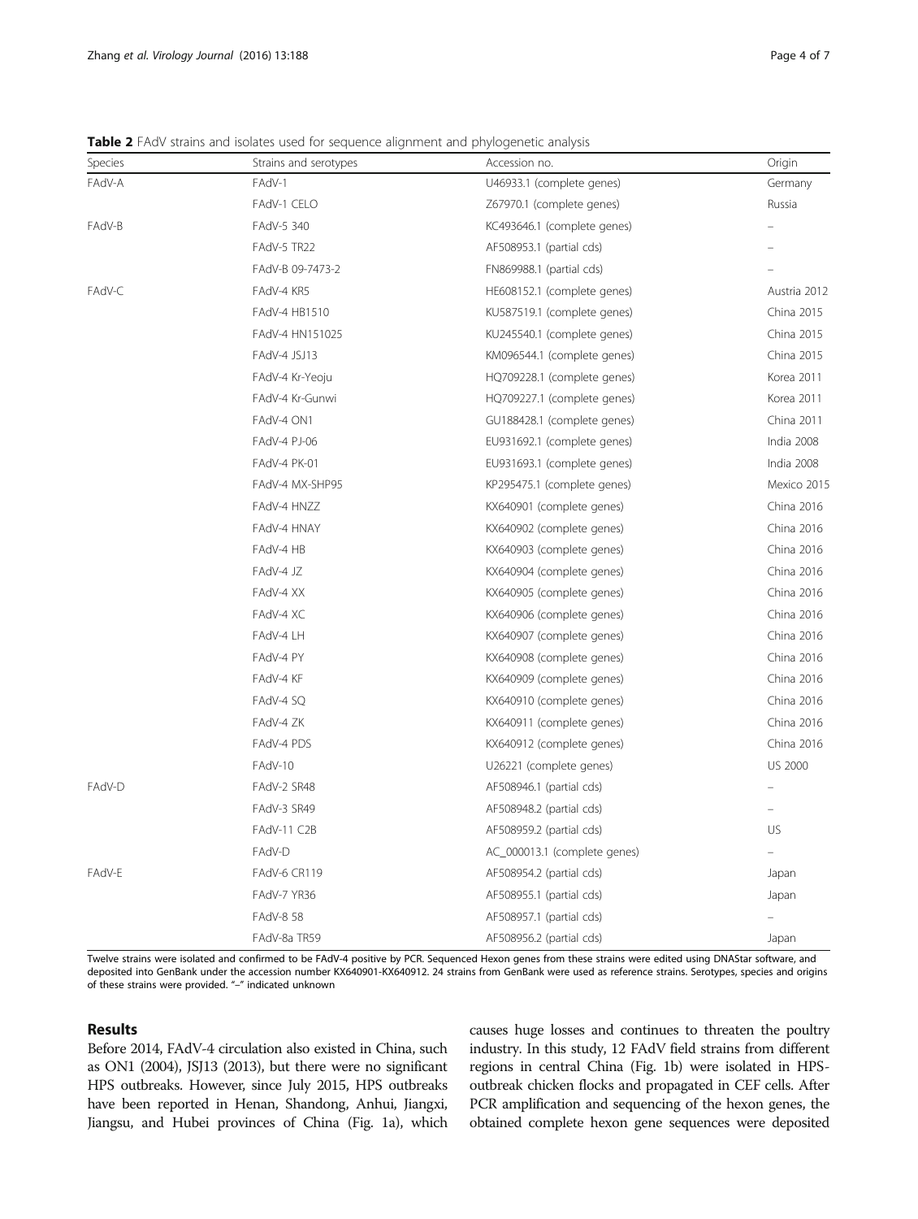**Table 2** FAdV strains and isolates used for sequence alignment and phylogenetic analysis

| Species | Strains and serotypes | Accession no. | Origin |
|---|---|---|---|
| FAdV-A | FAdV-1 | U46933.1 (complete genes) | Germany |
| | FAdV-1 CELO | Z67970.1 (complete genes) | Russia |
| FAdV-B | FAdV-5 340 | KC493646.1 (complete genes) | – |
| | FAdV-5 TR22 | AF508953.1 (partial cds) | – |
| | FAdV-B 09-7473-2 | FN869988.1 (partial cds) | – |
| FAdV-C | FAdV-4 KR5 | HE608152.1 (complete genes) | Austria 2012 |
| | FAdV-4 HB1510 | KU587519.1 (complete genes) | China 2015 |
| | FAdV-4 HN151025 | KU245540.1 (complete genes) | China 2015 |
| | FAdV-4 JSJ13 | KM096544.1 (complete genes) | China 2015 |
| | FAdV-4 Kr-Yeoju | HQ709228.1 (complete genes) | Korea 2011 |
| | FAdV-4 Kr-Gunwi | HQ709227.1 (complete genes) | Korea 2011 |
| | FAdV-4 ON1 | GU188428.1 (complete genes) | China 2011 |
| | FAdV-4 PJ-06 | EU931692.1 (complete genes) | India 2008 |
| | FAdV-4 PK-01 | EU931693.1 (complete genes) | India 2008 |
| | FAdV-4 MX-SHP95 | KP295475.1 (complete genes) | Mexico 2015 |
| | FAdV-4 HNZZ | KX640901 (complete genes) | China 2016 |
| | FAdV-4 HNAY | KX640902 (complete genes) | China 2016 |
| | FAdV-4 HB | KX640903 (complete genes) | China 2016 |
| | FAdV-4 JZ | KX640904 (complete genes) | China 2016 |
| | FAdV-4 XX | KX640905 (complete genes) | China 2016 |
| | FAdV-4 XC | KX640906 (complete genes) | China 2016 |
| | FAdV-4 LH | KX640907 (complete genes) | China 2016 |
| | FAdV-4 PY | KX640908 (complete genes) | China 2016 |
| | FAdV-4 KF | KX640909 (complete genes) | China 2016 |
| | FAdV-4 SQ | KX640910 (complete genes) | China 2016 |
| | FAdV-4 ZK | KX640911 (complete genes) | China 2016 |
| | FAdV-4 PDS | KX640912 (complete genes) | China 2016 |
| | FAdV-10 | U26221 (complete genes) | US 2000 |
| FAdV-D | FAdV-2 SR48 | AF508946.1 (partial cds) | – |
| | FAdV-3 SR49 | AF508948.2 (partial cds) | – |
| | FAdV-11 C2B | AF508959.2 (partial cds) | US |
| | FAdV-D | AC_000013.1 (complete genes) | – |
| FAdV-E | FAdV-6 CR119 | AF508954.2 (partial cds) | Japan |
| | FAdV-7 YR36 | AF508955.1 (partial cds) | Japan |
| | FAdV-8 58 | AF508957.1 (partial cds) | – |
| | FAdV-8a TR59 | AF508956.2 (partial cds) | Japan |

Twelve strains were isolated and confirmed to be FAdV-4 positive by PCR. Sequenced Hexon genes from these strains were edited using DNAStar software, and deposited into GenBank under the accession number KX640901-KX640912. 24 strains from GenBank were used as reference strains. Serotypes, species and origins of these strains were provided. "–" indicated unknown

## Results

Before 2014, FAdV-4 circulation also existed in China, such as ON1 (2004), JSJ13 (2013), but there were no significant HPS outbreaks. However, since July 2015, HPS outbreaks have been reported in Henan, Shandong, Anhui, Jiangxi, Jiangsu, and Hubei provinces of China (Fig. 1a), which causes huge losses and continues to threaten the poultry industry. In this study, 12 FAdV field strains from different regions in central China (Fig. 1b) were isolated in HPS-outbreak chicken flocks and propagated in CEF cells. After PCR amplification and sequencing of the hexon genes, the obtained complete hexon gene sequences were deposited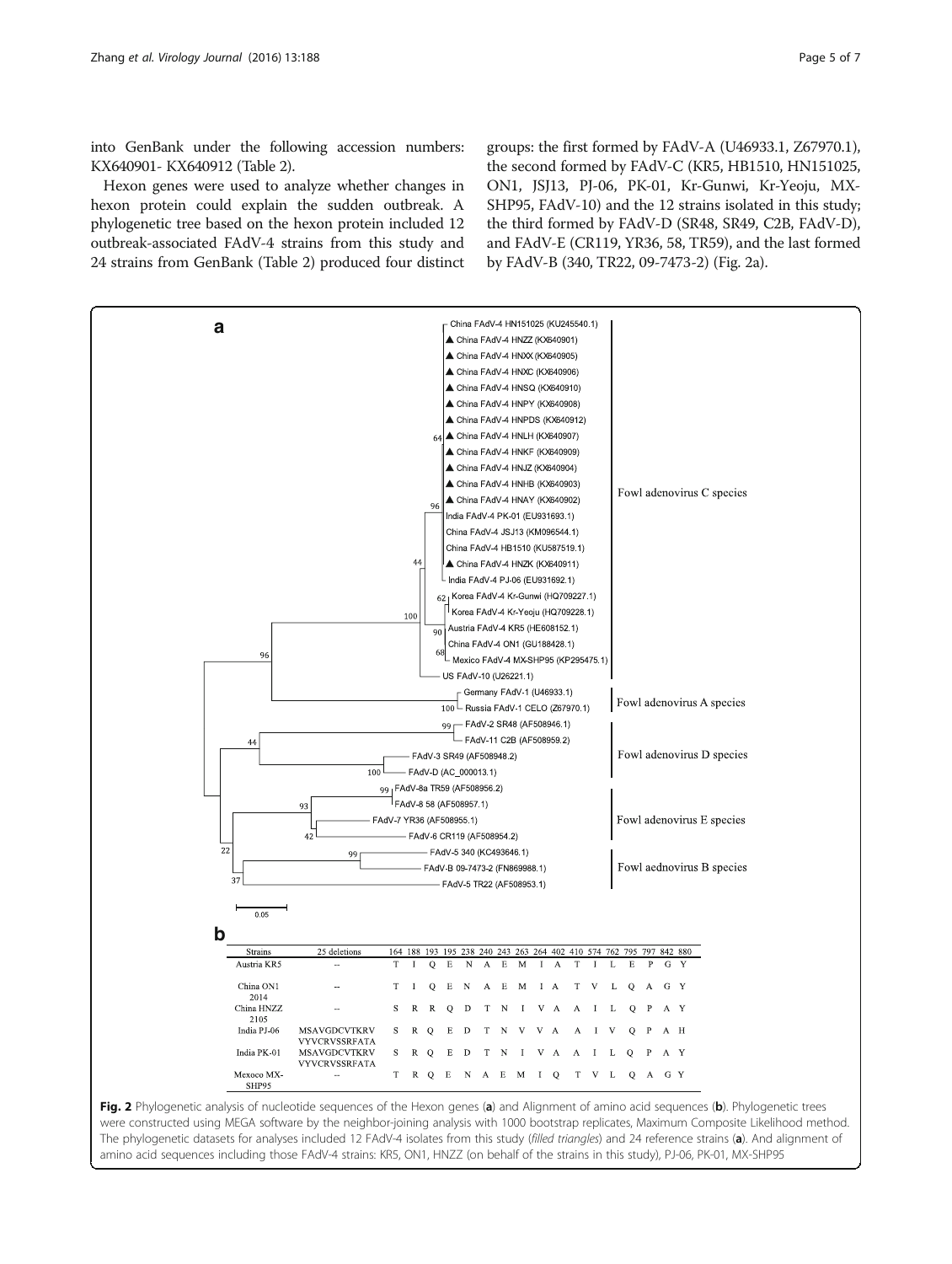into GenBank under the following accession numbers: KX640901- KX640912 (Table 2).

Hexon genes were used to analyze whether changes in hexon protein could explain the sudden outbreak. A phylogenetic tree based on the hexon protein included 12 outbreak-associated FAdV-4 strains from this study and 24 strains from GenBank (Table 2) produced four distinct groups: the first formed by FAdV-A (U46933.1, Z67970.1), the second formed by FAdV-C (KR5, HB1510, HN151025, ON1, JSJ13, PJ-06, PK-01, Kr-Gunwi, Kr-Yeoju, MX-SHP95, FAdV-10) and the 12 strains isolated in this study; the third formed by FAdV-D (SR48, SR49, C2B, FAdV-D), and FAdV-E (CR119, YR36, 58, TR59), and the last formed by FAdV-B (340, TR22, 09-7473-2) (Fig. 2a).

**b**

| Strains | 25 deletions | 164 | 188 | 193 | 195 | 238 | 240 | 243 | 263 | 264 | 402 | 410 | 574 | 762 | 795 | 797 | 842 | 880 |
|---|---|---|---|---|---|---|---|---|---|---|---|---|---|---|---|---|---|---|
| Austria KR5 | -- | T | I | Q | E | N | A | E | M | I | A | T | I | L | E | P | G | Y |
| China ON1 2014 | -- | T | I | Q | E | N | A | E | M | I | A | T | V | L | Q | A | G | Y |
| China HNZZ 2105 | -- | S | R | R | Q | D | T | N | I | V | A | A | I | L | Q | P | A | Y |
| India PJ-06 | MSAVGDCVTKRV VYVCRVSSRFATA | S | R | Q | E | D | T | N | V | V | A | A | I | V | Q | P | A | H |
| India PK-01 | MSAVGDCVTKRV VYVCRVSSRFATA | S | R | Q | E | D | T | N | I | V | A | A | I | L | Q | P | A | Y |
| Mexoco MX-SHP95 | -- | T | R | Q | E | N | A | E | M | I | Q | T | V | L | Q | A | G | Y |

**Fig. 2** Phylogenetic analysis of nucleotide sequences of the Hexon genes (**a**) and Alignment of amino acid sequences (**b**). Phylogenetic trees were constructed using MEGA software by the neighbor-joining analysis with 1000 bootstrap replicates, Maximum Composite Likelihood method. The phylogenetic datasets for analyses included 12 FAdV-4 isolates from this study (*filled triangles*) and 24 reference strains (**a**). And alignment of amino acid sequences including those FAdV-4 strains: KR5, ON1, HNZZ (on behalf of the strains in this study), PJ-06, PK-01, MX-SHP95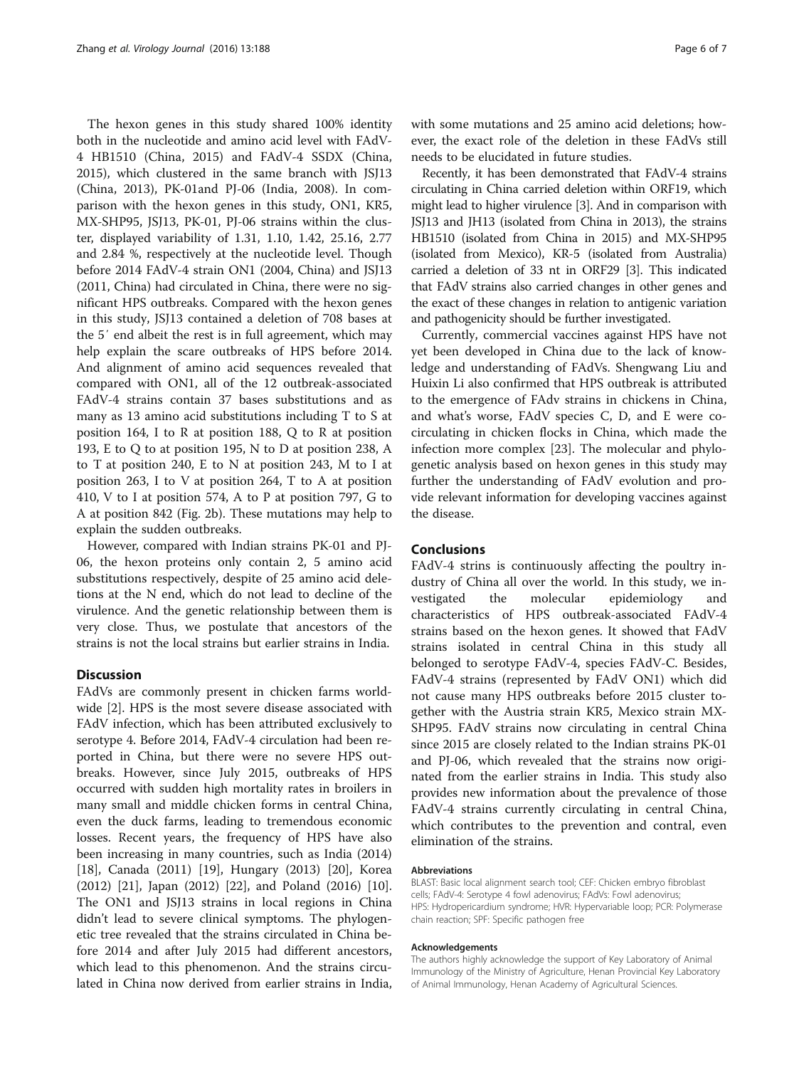The hexon genes in this study shared 100% identity both in the nucleotide and amino acid level with FAdV-4 HB1510 (China, 2015) and FAdV-4 SSDX (China, 2015), which clustered in the same branch with JSJ13 (China, 2013), PK-01and PJ-06 (India, 2008). In comparison with the hexon genes in this study, ON1, KR5, MX-SHP95, JSJ13, PK-01, PJ-06 strains within the cluster, displayed variability of 1.31, 1.10, 1.42, 25.16, 2.77 and 2.84 %, respectively at the nucleotide level. Though before 2014 FAdV-4 strain ON1 (2004, China) and JSJ13 (2011, China) had circulated in China, there were no significant HPS outbreaks. Compared with the hexon genes in this study, JSJ13 contained a deletion of 708 bases at the 5′ end albeit the rest is in full agreement, which may help explain the scare outbreaks of HPS before 2014. And alignment of amino acid sequences revealed that compared with ON1, all of the 12 outbreak-associated FAdV-4 strains contain 37 bases substitutions and as many as 13 amino acid substitutions including T to S at position 164, I to R at position 188, Q to R at position 193, E to Q to at position 195, N to D at position 238, A to T at position 240, E to N at position 243, M to I at position 263, I to V at position 264, T to A at position 410, V to I at position 574, A to P at position 797, G to A at position 842 (Fig. 2b). These mutations may help to explain the sudden outbreaks.

However, compared with Indian strains PK-01 and PJ-06, the hexon proteins only contain 2, 5 amino acid substitutions respectively, despite of 25 amino acid deletions at the N end, which do not lead to decline of the virulence. And the genetic relationship between them is very close. Thus, we postulate that ancestors of the strains is not the local strains but earlier strains in India.

## Discussion

FAdVs are commonly present in chicken farms worldwide [2]. HPS is the most severe disease associated with FAdV infection, which has been attributed exclusively to serotype 4. Before 2014, FAdV-4 circulation had been reported in China, but there were no severe HPS outbreaks. However, since July 2015, outbreaks of HPS occurred with sudden high mortality rates in broilers in many small and middle chicken forms in central China, even the duck farms, leading to tremendous economic losses. Recent years, the frequency of HPS have also been increasing in many countries, such as India (2014) [18], Canada (2011) [19], Hungary (2013) [20], Korea (2012) [21], Japan (2012) [22], and Poland (2016) [10]. The ON1 and JSJ13 strains in local regions in China didn't lead to severe clinical symptoms. The phylogenetic tree revealed that the strains circulated in China before 2014 and after July 2015 had different ancestors, which lead to this phenomenon. And the strains circulated in China now derived from earlier strains in India, with some mutations and 25 amino acid deletions; however, the exact role of the deletion in these FAdVs still needs to be elucidated in future studies.

Recently, it has been demonstrated that FAdV-4 strains circulating in China carried deletion within ORF19, which might lead to higher virulence [3]. And in comparison with JSJ13 and JH13 (isolated from China in 2013), the strains HB1510 (isolated from China in 2015) and MX-SHP95 (isolated from Mexico), KR-5 (isolated from Australia) carried a deletion of 33 nt in ORF29 [3]. This indicated that FAdV strains also carried changes in other genes and the exact of these changes in relation to antigenic variation and pathogenicity should be further investigated.

Currently, commercial vaccines against HPS have not yet been developed in China due to the lack of knowledge and understanding of FAdVs. Shengwang Liu and Huixin Li also confirmed that HPS outbreak is attributed to the emergence of FAdv strains in chickens in China, and what's worse, FAdV species C, D, and E were co-circulating in chicken flocks in China, which made the infection more complex [23]. The molecular and phylogenetic analysis based on hexon genes in this study may further the understanding of FAdV evolution and provide relevant information for developing vaccines against the disease.

## Conclusions

FAdV-4 strins is continuously affecting the poultry industry of China all over the world. In this study, we investigated the molecular epidemiology and characteristics of HPS outbreak-associated FAdV-4 strains based on the hexon genes. It showed that FAdV strains isolated in central China in this study all belonged to serotype FAdV-4, species FAdV-C. Besides, FAdV-4 strains (represented by FAdV ON1) which did not cause many HPS outbreaks before 2015 cluster together with the Austria strain KR5, Mexico strain MX-SHP95. FAdV strains now circulating in central China since 2015 are closely related to the Indian strains PK-01 and PJ-06, which revealed that the strains now originated from the earlier strains in India. This study also provides new information about the prevalence of those FAdV-4 strains currently circulating in central China, which contributes to the prevention and contral, even elimination of the strains.

#### Abbreviations

BLAST: Basic local alignment search tool; CEF: Chicken embryo fibroblast cells; FAdV-4: Serotype 4 fowl adenovirus; FAdVs: Fowl adenovirus; HPS: Hydropericardium syndrome; HVR: Hypervariable loop; PCR: Polymerase chain reaction; SPF: Specific pathogen free

#### Acknowledgements

The authors highly acknowledge the support of Key Laboratory of Animal Immunology of the Ministry of Agriculture, Henan Provincial Key Laboratory of Animal Immunology, Henan Academy of Agricultural Sciences.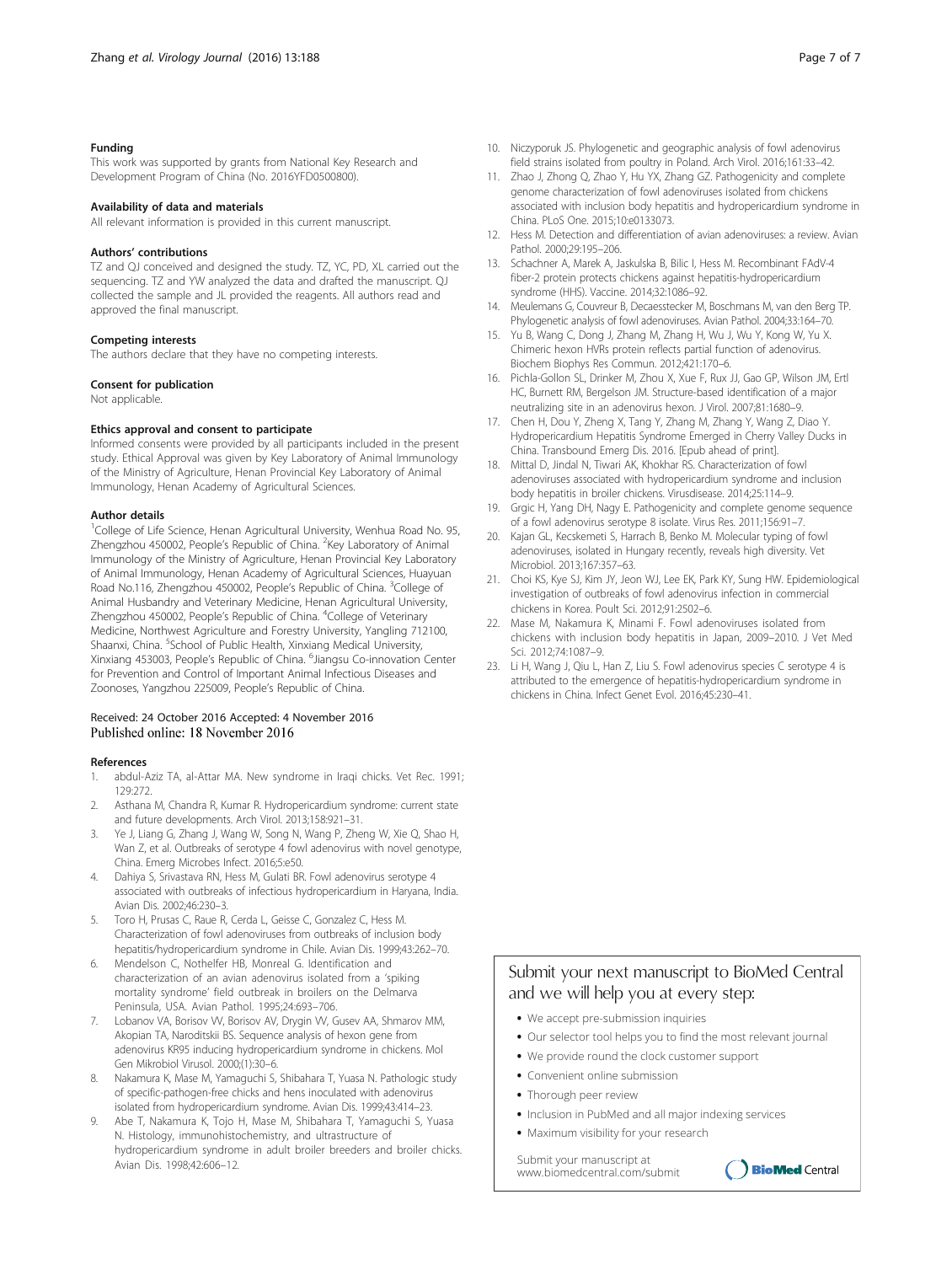### Funding

This work was supported by grants from National Key Research and Development Program of China (No. 2016YFD0500800).

### Availability of data and materials

All relevant information is provided in this current manuscript.

### Authors' contributions

TZ and QJ conceived and designed the study. TZ, YC, PD, XL carried out the sequencing. TZ and YW analyzed the data and drafted the manuscript. QJ collected the sample and JL provided the reagents. All authors read and approved the final manuscript.

### Competing interests

The authors declare that they have no competing interests.

### Consent for publication

Not applicable.

### Ethics approval and consent to participate

Informed consents were provided by all participants included in the present study. Ethical Approval was given by Key Laboratory of Animal Immunology of the Ministry of Agriculture, Henan Provincial Key Laboratory of Animal Immunology, Henan Academy of Agricultural Sciences.

### Author details

[1]College of Life Science, Henan Agricultural University, Wenhua Road No. 95, Zhengzhou 450002, People's Republic of China. [2]Key Laboratory of Animal Immunology of the Ministry of Agriculture, Henan Provincial Key Laboratory of Animal Immunology, Henan Academy of Agricultural Sciences, Huayuan Road No.116, Zhengzhou 450002, People's Republic of China. [3]College of Animal Husbandry and Veterinary Medicine, Henan Agricultural University, Zhengzhou 450002, People's Republic of China. [4]College of Veterinary Medicine, Northwest Agriculture and Forestry University, Yangling 712100, Shaanxi, China. [5]School of Public Health, Xinxiang Medical University, Xinxiang 453003, People's Republic of China. [6]Jiangsu Co-innovation Center for Prevention and Control of Important Animal Infectious Diseases and Zoonoses, Yangzhou 225009, People's Republic of China.

Received: 24 October 2016 Accepted: 4 November 2016
Published online: 18 November 2016

### References

1. abdul-Aziz TA, al-Attar MA. New syndrome in Iraqi chicks. Vet Rec. 1991; 129:272.
2. Asthana M, Chandra R, Kumar R. Hydropericardium syndrome: current state and future developments. Arch Virol. 2013;158:921–31.
3. Ye J, Liang G, Zhang J, Wang W, Song N, Wang P, Zheng W, Xie Q, Shao H, Wan Z, et al. Outbreaks of serotype 4 fowl adenovirus with novel genotype, China. Emerg Microbes Infect. 2016;5:e50.
4. Dahiya S, Srivastava RN, Hess M, Gulati BR. Fowl adenovirus serotype 4 associated with outbreaks of infectious hydropericardium in Haryana, India. Avian Dis. 2002;46:230–3.
5. Toro H, Prusas C, Raue R, Cerda L, Geisse C, Gonzalez C, Hess M. Characterization of fowl adenoviruses from outbreaks of inclusion body hepatitis/hydropericardium syndrome in Chile. Avian Dis. 1999;43:262–70.
6. Mendelson C, Nothelfer HB, Monreal G. Identification and characterization of an avian adenovirus isolated from a 'spiking mortality syndrome' field outbreak in broilers on the Delmarva Peninsula, USA. Avian Pathol. 1995;24:693–706.
7. Lobanov VA, Borisov VV, Borisov AV, Drygin VV, Gusev AA, Shmarov MM, Akopian TA, Naroditskii BS. Sequence analysis of hexon gene from adenovirus KR95 inducing hydropericardium syndrome in chickens. Mol Gen Mikrobiol Virusol. 2000;(1):30–6.
8. Nakamura K, Mase M, Yamaguchi S, Shibahara T, Yuasa N. Pathologic study of specific-pathogen-free chicks and hens inoculated with adenovirus isolated from hydropericardium syndrome. Avian Dis. 1999;43:414–23.
9. Abe T, Nakamura K, Tojo H, Mase M, Shibahara T, Yamaguchi S, Yuasa N. Histology, immunohistochemistry, and ultrastructure of hydropericardium syndrome in adult broiler breeders and broiler chicks. Avian Dis. 1998;42:606–12.
10. Niczyporuk JS. Phylogenetic and geographic analysis of fowl adenovirus field strains isolated from poultry in Poland. Arch Virol. 2016;161:33–42.
11. Zhao J, Zhong Q, Zhao Y, Hu YX, Zhang GZ. Pathogenicity and complete genome characterization of fowl adenoviruses isolated from chickens associated with inclusion body hepatitis and hydropericardium syndrome in China. PLoS One. 2015;10:e0133073.
12. Hess M. Detection and differentiation of avian adenoviruses: a review. Avian Pathol. 2000;29:195–206.
13. Schachner A, Marek A, Jaskulska B, Bilic I, Hess M. Recombinant FAdV-4 fiber-2 protein protects chickens against hepatitis-hydropericardium syndrome (HHS). Vaccine. 2014;32:1086–92.
14. Meulemans G, Couvreur B, Decaesstecker M, Boschmans M, van den Berg TP. Phylogenetic analysis of fowl adenoviruses. Avian Pathol. 2004;33:164–70.
15. Yu B, Wang C, Dong J, Zhang M, Zhang H, Wu J, Wu Y, Kong W, Yu X. Chimeric hexon HVRs protein reflects partial function of adenovirus. Biochem Biophys Res Commun. 2012;421:170–6.
16. Pichla-Gollon SL, Drinker M, Zhou X, Xue F, Rux JJ, Gao GP, Wilson JM, Ertl HC, Burnett RM, Bergelson JM. Structure-based identification of a major neutralizing site in an adenovirus hexon. J Virol. 2007;81:1680–9.
17. Chen H, Dou Y, Zheng X, Tang Y, Zhang M, Zhang Y, Wang Z, Diao Y. Hydropericardium Hepatitis Syndrome Emerged in Cherry Valley Ducks in China. Transbound Emerg Dis. 2016. [Epub ahead of print].
18. Mittal D, Jindal N, Tiwari AK, Khokhar RS. Characterization of fowl adenoviruses associated with hydropericardium syndrome and inclusion body hepatitis in broiler chickens. Virusdisease. 2014;25:114–9.
19. Grgic H, Yang DH, Nagy E. Pathogenicity and complete genome sequence of a fowl adenovirus serotype 8 isolate. Virus Res. 2011;156:91–7.
20. Kajan GL, Kecskemeti S, Harrach B, Benko M. Molecular typing of fowl adenoviruses, isolated in Hungary recently, reveals high diversity. Vet Microbiol. 2013;167:357–63.
21. Choi KS, Kye SJ, Kim JY, Jeon WJ, Lee EK, Park KY, Sung HW. Epidemiological investigation of outbreaks of fowl adenovirus infection in commercial chickens in Korea. Poult Sci. 2012;91:2502–6.
22. Mase M, Nakamura K, Minami F. Fowl adenoviruses isolated from chickens with inclusion body hepatitis in Japan, 2009–2010. J Vet Med Sci. 2012;74:1087–9.
23. Li H, Wang J, Qiu L, Han Z, Liu S. Fowl adenovirus species C serotype 4 is attributed to the emergence of hepatitis-hydropericardium syndrome in chickens in China. Infect Genet Evol. 2016;45:230–41.

Submit your next manuscript to BioMed Central and we will help you at every step:

- We accept pre-submission inquiries
- Our selector tool helps you to find the most relevant journal
- We provide round the clock customer support
- Convenient online submission
- Thorough peer review
- Inclusion in PubMed and all major indexing services
- Maximum visibility for your research

Submit your manuscript at
www.biomedcentral.com/submit

BioMed Central